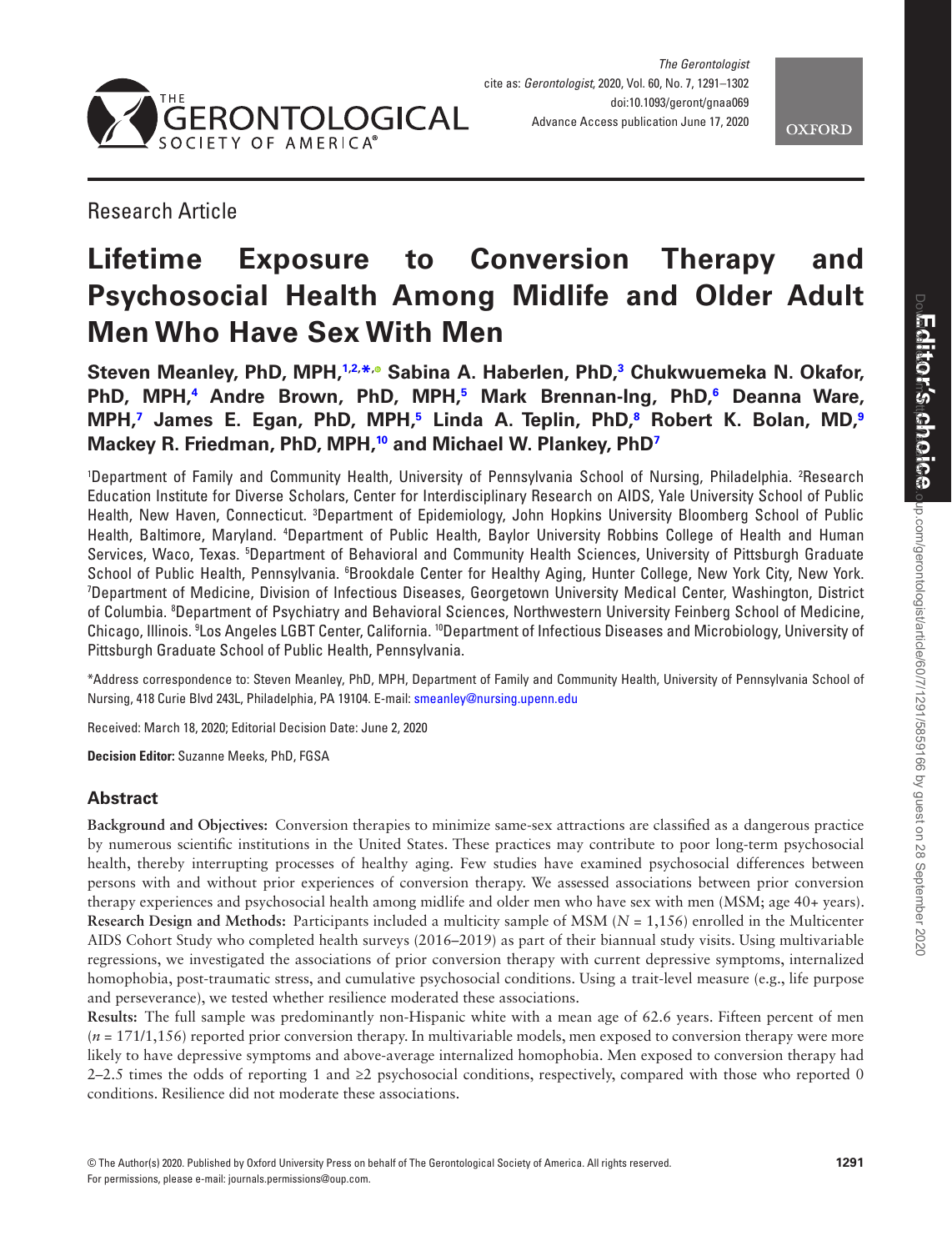Research Article

# Lifetime Exposure to Conversion Therapy and Psychosocial Health Among Midlife and Older Adult Men Who Have Sex With Men

**Steven Meanley, PhD, MPH,[1,2,*] Sabina A. Haberlen, PhD,[3] Chukwuemeka N. Okafor, PhD, MPH,[4] Andre Brown, PhD, MPH,[5] Mark Brennan-Ing, PhD,[6] Deanna Ware, MPH,[7] James E. Egan, PhD, MPH,[5] Linda A. Teplin, PhD,[8] Robert K. Bolan, MD,[9] Mackey R. Friedman, PhD, MPH,[10] and Michael W. Plankey, PhD[7]**

[1]Department of Family and Community Health, University of Pennsylvania School of Nursing, Philadelphia. [2]Research Education Institute for Diverse Scholars, Center for Interdisciplinary Research on AIDS, Yale University School of Public Health, New Haven, Connecticut. [3]Department of Epidemiology, John Hopkins University Bloomberg School of Public Health, Baltimore, Maryland. [4]Department of Public Health, Baylor University Robbins College of Health and Human Services, Waco, Texas. [5]Department of Behavioral and Community Health Sciences, University of Pittsburgh Graduate School of Public Health, Pennsylvania. [6]Brookdale Center for Healthy Aging, Hunter College, New York City, New York. [7]Department of Medicine, Division of Infectious Diseases, Georgetown University Medical Center, Washington, District of Columbia. [8]Department of Psychiatry and Behavioral Sciences, Northwestern University Feinberg School of Medicine, Chicago, Illinois. [9]Los Angeles LGBT Center, California. [10]Department of Infectious Diseases and Microbiology, University of Pittsburgh Graduate School of Public Health, Pennsylvania.

*Address correspondence to: Steven Meanley, PhD, MPH, Department of Family and Community Health, University of Pennsylvania School of Nursing, 418 Curie Blvd 243L, Philadelphia, PA 19104. E-mail: smeanley@nursing.upenn.edu

Received: March 18, 2020; Editorial Decision Date: June 2, 2020

**Decision Editor:** Suzanne Meeks, PhD, FGSA

## Abstract

**Background and Objectives:** Conversion therapies to minimize same-sex attractions are classified as a dangerous practice by numerous scientific institutions in the United States. These practices may contribute to poor long-term psychosocial health, thereby interrupting processes of healthy aging. Few studies have examined psychosocial differences between persons with and without prior experiences of conversion therapy. We assessed associations between prior conversion therapy experiences and psychosocial health among midlife and older men who have sex with men (MSM; age 40+ years).

**Research Design and Methods:** Participants included a multicity sample of MSM ($N$ = 1,156) enrolled in the Multicenter AIDS Cohort Study who completed health surveys (2016–2019) as part of their biannual study visits. Using multivariable regressions, we investigated the associations of prior conversion therapy with current depressive symptoms, internalized homophobia, post-traumatic stress, and cumulative psychosocial conditions. Using a trait-level measure (e.g., life purpose and perseverance), we tested whether resilience moderated these associations.

**Results:** The full sample was predominantly non-Hispanic white with a mean age of 62.6 years. Fifteen percent of men ($n$ = 171/1,156) reported prior conversion therapy. In multivariable models, men exposed to conversion therapy were more likely to have depressive symptoms and above-average internalized homophobia. Men exposed to conversion therapy had 2–2.5 times the odds of reporting 1 and ≥2 psychosocial conditions, respectively, compared with those who reported 0 conditions. Resilience did not moderate these associations.

© The Author(s) 2020. Published by Oxford University Press on behalf of The Gerontological Society of America. All rights reserved. For permissions, please e-mail: journals.permissions@oup.com.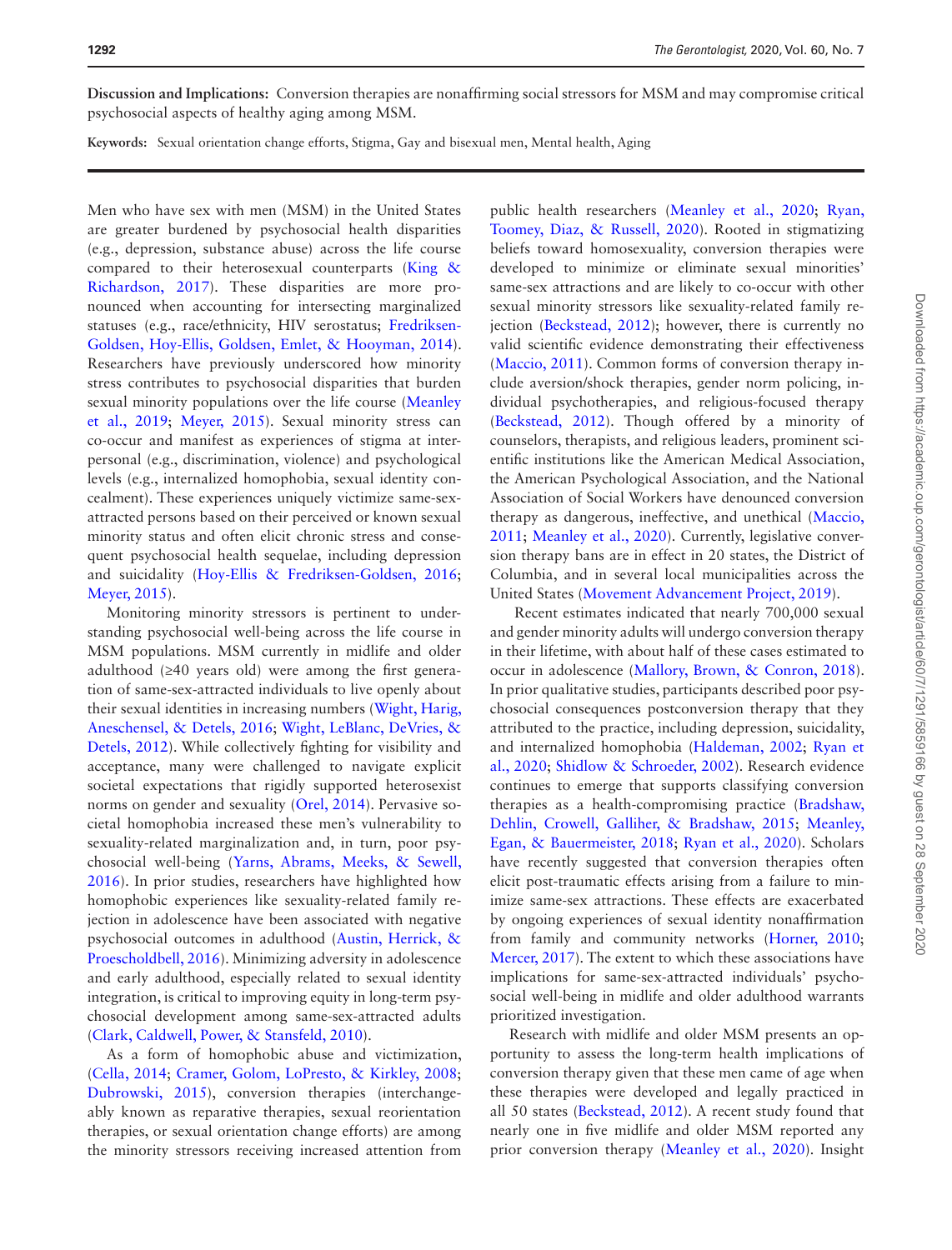**Discussion and Implications:** Conversion therapies are nonaffirming social stressors for MSM and may compromise critical psychosocial aspects of healthy aging among MSM.

**Keywords:** Sexual orientation change efforts, Stigma, Gay and bisexual men, Mental health, Aging

Men who have sex with men (MSM) in the United States are greater burdened by psychosocial health disparities (e.g., depression, substance abuse) across the life course compared to their heterosexual counterparts (King & Richardson, 2017). These disparities are more pronounced when accounting for intersecting marginalized statuses (e.g., race/ethnicity, HIV serostatus; Fredriksen-Goldsen, Hoy-Ellis, Goldsen, Emlet, & Hooyman, 2014). Researchers have previously underscored how minority stress contributes to psychosocial disparities that burden sexual minority populations over the life course (Meanley et al., 2019; Meyer, 2015). Sexual minority stress can co-occur and manifest as experiences of stigma at interpersonal (e.g., discrimination, violence) and psychological levels (e.g., internalized homophobia, sexual identity concealment). These experiences uniquely victimize same-sex-attracted persons based on their perceived or known sexual minority status and often elicit chronic stress and consequent psychosocial health sequelae, including depression and suicidality (Hoy-Ellis & Fredriksen-Goldsen, 2016; Meyer, 2015).

Monitoring minority stressors is pertinent to understanding psychosocial well-being across the life course in MSM populations. MSM currently in midlife and older adulthood (≥40 years old) were among the first generation of same-sex-attracted individuals to live openly about their sexual identities in increasing numbers (Wight, Harig, Aneschensel, & Detels, 2016; Wight, LeBlanc, DeVries, & Detels, 2012). While collectively fighting for visibility and acceptance, many were challenged to navigate explicit societal expectations that rigidly supported heterosexist norms on gender and sexuality (Orel, 2014). Pervasive societal homophobia increased these men's vulnerability to sexuality-related marginalization and, in turn, poor psychosocial well-being (Yarns, Abrams, Meeks, & Sewell, 2016). In prior studies, researchers have highlighted how homophobic experiences like sexuality-related family rejection in adolescence have been associated with negative psychosocial outcomes in adulthood (Austin, Herrick, & Proescholdbell, 2016). Minimizing adversity in adolescence and early adulthood, especially related to sexual identity integration, is critical to improving equity in long-term psychosocial development among same-sex-attracted adults (Clark, Caldwell, Power, & Stansfeld, 2010).

As a form of homophobic abuse and victimization, (Cella, 2014; Cramer, Golom, LoPresto, & Kirkley, 2008; Dubrowski, 2015), conversion therapies (interchangeably known as reparative therapies, sexual reorientation therapies, or sexual orientation change efforts) are among the minority stressors receiving increased attention from public health researchers (Meanley et al., 2020; Ryan, Toomey, Diaz, & Russell, 2020). Rooted in stigmatizing beliefs toward homosexuality, conversion therapies were developed to minimize or eliminate sexual minorities' same-sex attractions and are likely to co-occur with other sexual minority stressors like sexuality-related family rejection (Beckstead, 2012); however, there is currently no valid scientific evidence demonstrating their effectiveness (Maccio, 2011). Common forms of conversion therapy include aversion/shock therapies, gender norm policing, individual psychotherapies, and religious-focused therapy (Beckstead, 2012). Though offered by a minority of counselors, therapists, and religious leaders, prominent scientific institutions like the American Medical Association, the American Psychological Association, and the National Association of Social Workers have denounced conversion therapy as dangerous, ineffective, and unethical (Maccio, 2011; Meanley et al., 2020). Currently, legislative conversion therapy bans are in effect in 20 states, the District of Columbia, and in several local municipalities across the United States (Movement Advancement Project, 2019).

Recent estimates indicated that nearly 700,000 sexual and gender minority adults will undergo conversion therapy in their lifetime, with about half of these cases estimated to occur in adolescence (Mallory, Brown, & Conron, 2018). In prior qualitative studies, participants described poor psychosocial consequences postconversion therapy that they attributed to the practice, including depression, suicidality, and internalized homophobia (Haldeman, 2002; Ryan et al., 2020; Shidlow & Schroeder, 2002). Research evidence continues to emerge that supports classifying conversion therapies as a health-compromising practice (Bradshaw, Dehlin, Crowell, Galliher, & Bradshaw, 2015; Meanley, Egan, & Bauermeister, 2018; Ryan et al., 2020). Scholars have recently suggested that conversion therapies often elicit post-traumatic effects arising from a failure to minimize same-sex attractions. These effects are exacerbated by ongoing experiences of sexual identity nonaffirmation from family and community networks (Horner, 2010; Mercer, 2017). The extent to which these associations have implications for same-sex-attracted individuals' psychosocial well-being in midlife and older adulthood warrants prioritized investigation.

Research with midlife and older MSM presents an opportunity to assess the long-term health implications of conversion therapy given that these men came of age when these therapies were developed and legally practiced in all 50 states (Beckstead, 2012). A recent study found that nearly one in five midlife and older MSM reported any prior conversion therapy (Meanley et al., 2020). Insight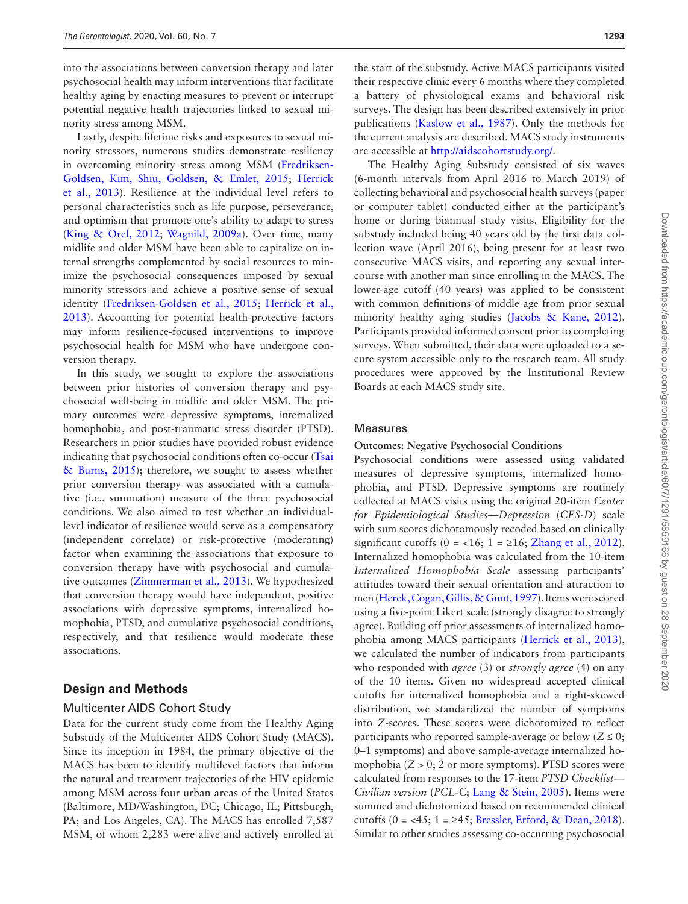into the associations between conversion therapy and later psychosocial health may inform interventions that facilitate healthy aging by enacting measures to prevent or interrupt potential negative health trajectories linked to sexual minority stress among MSM.

Lastly, despite lifetime risks and exposures to sexual minority stressors, numerous studies demonstrate resiliency in overcoming minority stress among MSM (Fredriksen-Goldsen, Kim, Shiu, Goldsen, & Emlet, 2015; Herrick et al., 2013). Resilience at the individual level refers to personal characteristics such as life purpose, perseverance, and optimism that promote one's ability to adapt to stress (King & Orel, 2012; Wagnild, 2009a). Over time, many midlife and older MSM have been able to capitalize on internal strengths complemented by social resources to minimize the psychosocial consequences imposed by sexual minority stressors and achieve a positive sense of sexual identity (Fredriksen-Goldsen et al., 2015; Herrick et al., 2013). Accounting for potential health-protective factors may inform resilience-focused interventions to improve psychosocial health for MSM who have undergone conversion therapy.

In this study, we sought to explore the associations between prior histories of conversion therapy and psychosocial well-being in midlife and older MSM. The primary outcomes were depressive symptoms, internalized homophobia, and post-traumatic stress disorder (PTSD). Researchers in prior studies have provided robust evidence indicating that psychosocial conditions often co-occur (Tsai & Burns, 2015); therefore, we sought to assess whether prior conversion therapy was associated with a cumulative (i.e., summation) measure of the three psychosocial conditions. We also aimed to test whether an individual-level indicator of resilience would serve as a compensatory (independent correlate) or risk-protective (moderating) factor when examining the associations that exposure to conversion therapy have with psychosocial and cumulative outcomes (Zimmerman et al., 2013). We hypothesized that conversion therapy would have independent, positive associations with depressive symptoms, internalized homophobia, PTSD, and cumulative psychosocial conditions, respectively, and that resilience would moderate these associations.

## Design and Methods

### Multicenter AIDS Cohort Study

Data for the current study come from the Healthy Aging Substudy of the Multicenter AIDS Cohort Study (MACS). Since its inception in 1984, the primary objective of the MACS has been to identify multilevel factors that inform the natural and treatment trajectories of the HIV epidemic among MSM across four urban areas of the United States (Baltimore, MD/Washington, DC; Chicago, IL; Pittsburgh, PA; and Los Angeles, CA). The MACS has enrolled 7,587 MSM, of whom 2,283 were alive and actively enrolled at the start of the substudy. Active MACS participants visited their respective clinic every 6 months where they completed a battery of physiological exams and behavioral risk surveys. The design has been described extensively in prior publications (Kaslow et al., 1987). Only the methods for the current analysis are described. MACS study instruments are accessible at http://aidscohortstudy.org/.

The Healthy Aging Substudy consisted of six waves (6-month intervals from April 2016 to March 2019) of collecting behavioral and psychosocial health surveys (paper or computer tablet) conducted either at the participant's home or during biannual study visits. Eligibility for the substudy included being 40 years old by the first data collection wave (April 2016), being present for at least two consecutive MACS visits, and reporting any sexual intercourse with another man since enrolling in the MACS. The lower-age cutoff (40 years) was applied to be consistent with common definitions of middle age from prior sexual minority healthy aging studies (Jacobs & Kane, 2012). Participants provided informed consent prior to completing surveys. When submitted, their data were uploaded to a secure system accessible only to the research team. All study procedures were approved by the Institutional Review Boards at each MACS study site.

### Measures

#### Outcomes: Negative Psychosocial Conditions

Psychosocial conditions were assessed using validated measures of depressive symptoms, internalized homophobia, and PTSD. Depressive symptoms are routinely collected at MACS visits using the original 20-item *Center for Epidemiological Studies—Depression* (*CES-D*) scale with sum scores dichotomously recoded based on clinically significant cutoffs (0 = <16; 1 = ≥16; Zhang et al., 2012). Internalized homophobia was calculated from the 10-item *Internalized Homophobia Scale* assessing participants' attitudes toward their sexual orientation and attraction to men (Herek, Cogan, Gillis, & Gunt, 1997). Items were scored using a five-point Likert scale (strongly disagree to strongly agree). Building off prior assessments of internalized homophobia among MACS participants (Herrick et al., 2013), we calculated the number of indicators from participants who responded with *agree* (3) or *strongly agree* (4) on any of the 10 items. Given no widespread accepted clinical cutoffs for internalized homophobia and a right-skewed distribution, we standardized the number of symptoms into Z-scores. These scores were dichotomized to reflect participants who reported sample-average or below ($Z \leq 0$; 0–1 symptoms) and above sample-average internalized homophobia ($Z > 0$; 2 or more symptoms). PTSD scores were calculated from responses to the 17-item *PTSD Checklist—Civilian version* (*PCL-C*; Lang & Stein, 2005). Items were summed and dichotomized based on recommended clinical cutoffs (0 = <45; 1 = ≥45; Bressler, Erford, & Dean, 2018). Similar to other studies assessing co-occurring psychosocial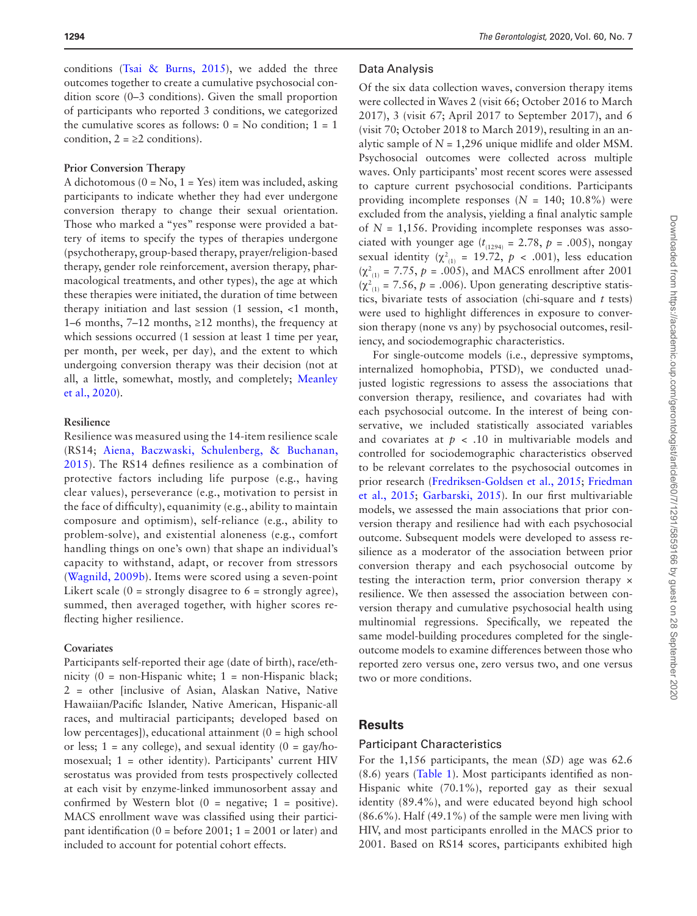conditions (Tsai & Burns, 2015), we added the three outcomes together to create a cumulative psychosocial condition score (0–3 conditions). Given the small proportion of participants who reported 3 conditions, we categorized the cumulative scores as follows: 0 = No condition; 1 = 1 condition, 2 = ≥2 conditions).

#### Prior Conversion Therapy

A dichotomous (0 = No, 1 = Yes) item was included, asking participants to indicate whether they had ever undergone conversion therapy to change their sexual orientation. Those who marked a "yes" response were provided a battery of items to specify the types of therapies undergone (psychotherapy, group-based therapy, prayer/religion-based therapy, gender role reinforcement, aversion therapy, pharmacological treatments, and other types), the age at which these therapies were initiated, the duration of time between therapy initiation and last session (1 session, <1 month, 1–6 months, 7–12 months, ≥12 months), the frequency at which sessions occurred (1 session at least 1 time per year, per month, per week, per day), and the extent to which undergoing conversion therapy was their decision (not at all, a little, somewhat, mostly, and completely; Meanley et al., 2020).

#### Resilience

Resilience was measured using the 14-item resilience scale (RS14; Aiena, Baczwaski, Schulenberg, & Buchanan, 2015). The RS14 defines resilience as a combination of protective factors including life purpose (e.g., having clear values), perseverance (e.g., motivation to persist in the face of difficulty), equanimity (e.g., ability to maintain composure and optimism), self-reliance (e.g., ability to problem-solve), and existential aloneness (e.g., comfort handling things on one's own) that shape an individual's capacity to withstand, adapt, or recover from stressors (Wagnild, 2009b). Items were scored using a seven-point Likert scale (0 = strongly disagree to 6 = strongly agree), summed, then averaged together, with higher scores reflecting higher resilience.

#### Covariates

Participants self-reported their age (date of birth), race/ethnicity (0 = non-Hispanic white; 1 = non-Hispanic black; 2 = other [inclusive of Asian, Alaskan Native, Native Hawaiian/Pacific Islander, Native American, Hispanic-all races, and multiracial participants; developed based on low percentages]), educational attainment (0 = high school or less; 1 = any college), and sexual identity (0 = gay/homosexual; 1 = other identity). Participants' current HIV serostatus was provided from tests prospectively collected at each visit by enzyme-linked immunosorbent assay and confirmed by Western blot (0 = negative; 1 = positive). MACS enrollment wave was classified using their participant identification (0 = before 2001; 1 = 2001 or later) and included to account for potential cohort effects.

### Data Analysis

Of the six data collection waves, conversion therapy items were collected in Waves 2 (visit 66; October 2016 to March 2017), 3 (visit 67; April 2017 to September 2017), and 6 (visit 70; October 2018 to March 2019), resulting in an analytic sample of $N$ = 1,296 unique midlife and older MSM. Psychosocial outcomes were collected across multiple waves. Only participants' most recent scores were assessed to capture current psychosocial conditions. Participants providing incomplete responses ($N$ = 140; 10.8%) were excluded from the analysis, yielding a final analytic sample of $N$ = 1,156. Providing incomplete responses was associated with younger age ($t_{(1294)} = 2.78$, $p = .005$), nongay sexual identity ($\chi^2_{(1)} = 19.72$, $p < .001$), less education ($\chi^2_{(1)} = 7.75$, $p = .005$), and MACS enrollment after 2001 ($\chi^2_{(1)} = 7.56$, $p = .006$). Upon generating descriptive statistics, bivariate tests of association (chi-square and $t$ tests) were used to highlight differences in exposure to conversion therapy (none vs any) by psychosocial outcomes, resiliency, and sociodemographic characteristics.

For single-outcome models (i.e., depressive symptoms, internalized homophobia, PTSD), we conducted unadjusted logistic regressions to assess the associations that conversion therapy, resilience, and covariates had with each psychosocial outcome. In the interest of being conservative, we included statistically associated variables and covariates at $p < .10$ in multivariable models and controlled for sociodemographic characteristics observed to be relevant correlates to the psychosocial outcomes in prior research (Fredriksen-Goldsen et al., 2015; Friedman et al., 2015; Garbarski, 2015). In our first multivariable models, we assessed the main associations that prior conversion therapy and resilience had with each psychosocial outcome. Subsequent models were developed to assess resilience as a moderator of the association between prior conversion therapy and each psychosocial outcome by testing the interaction term, prior conversion therapy × resilience. We then assessed the association between conversion therapy and cumulative psychosocial health using multinomial regressions. Specifically, we repeated the same model-building procedures completed for the single-outcome models to examine differences between those who reported zero versus one, zero versus two, and one versus two or more conditions.

## Results

### Participant Characteristics

For the 1,156 participants, the mean ($SD$) age was 62.6 (8.6) years (Table 1). Most participants identified as non-Hispanic white (70.1%), reported gay as their sexual identity (89.4%), and were educated beyond high school (86.6%). Half (49.1%) of the sample were men living with HIV, and most participants enrolled in the MACS prior to 2001. Based on RS14 scores, participants exhibited high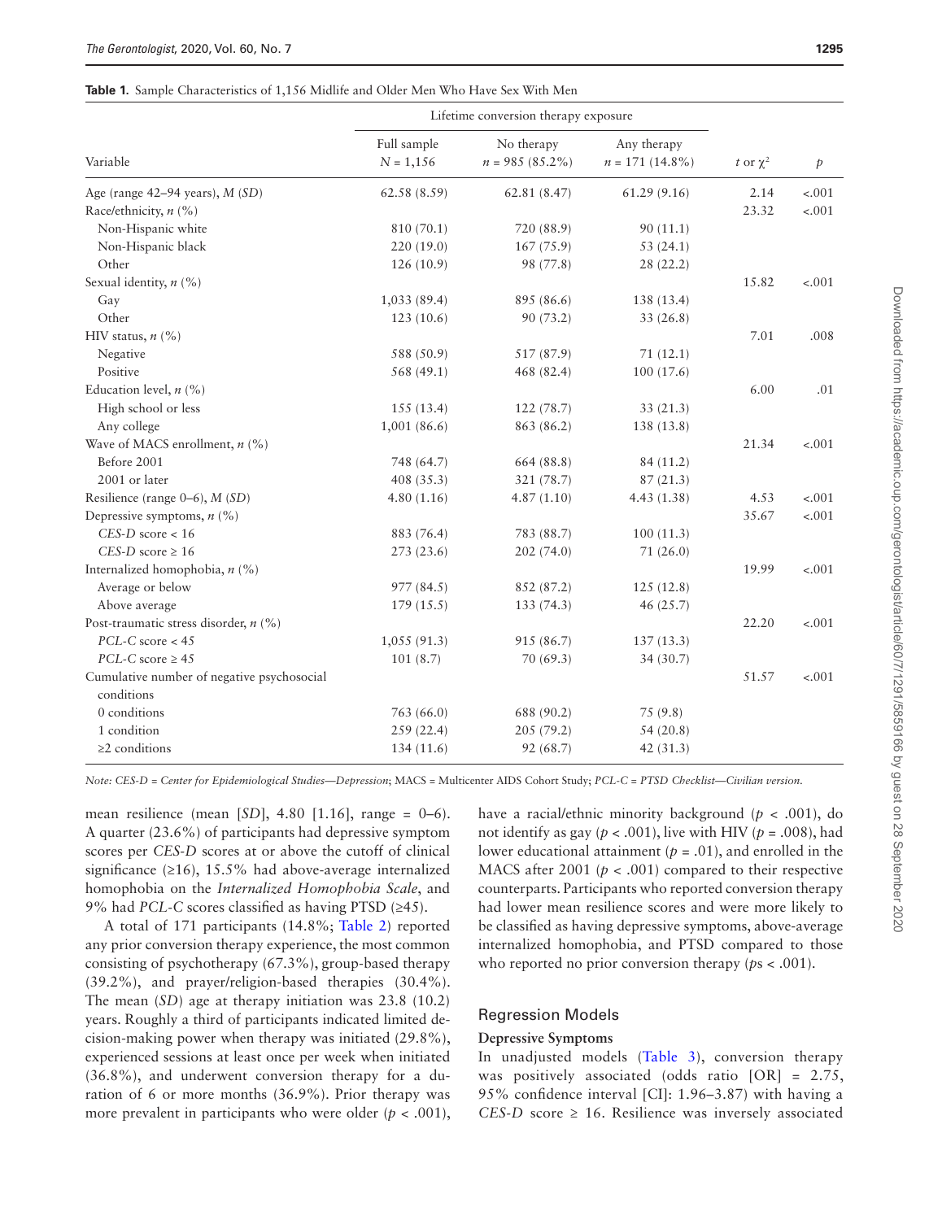**Table 1.** Sample Characteristics of 1,156 Midlife and Older Men Who Have Sex With Men

| Variable | Lifetime conversion therapy exposure | | | | |
|---|---|---|---|---|---|
| | Full sample $N$ = 1,156 | No therapy $n$ = 985 (85.2%) | Any therapy $n$ = 171 (14.8%) | $t$ or $\chi^2$ | $p$ |
| Age (range 42–94 years), $M$ ($SD$) | 62.58 (8.59) | 62.81 (8.47) | 61.29 (9.16) | 2.14 | <.001 |
| Race/ethnicity, $n$ (%) | | | | 23.32 | <.001 |
| Non-Hispanic white | 810 (70.1) | 720 (88.9) | 90 (11.1) | | |
| Non-Hispanic black | 220 (19.0) | 167 (75.9) | 53 (24.1) | | |
| Other | 126 (10.9) | 98 (77.8) | 28 (22.2) | | |
| Sexual identity, $n$ (%) | | | | 15.82 | <.001 |
| Gay | 1,033 (89.4) | 895 (86.6) | 138 (13.4) | | |
| Other | 123 (10.6) | 90 (73.2) | 33 (26.8) | | |
| HIV status, $n$ (%) | | | | 7.01 | .008 |
| Negative | 588 (50.9) | 517 (87.9) | 71 (12.1) | | |
| Positive | 568 (49.1) | 468 (82.4) | 100 (17.6) | | |
| Education level, $n$ (%) | | | | 6.00 | .01 |
| High school or less | 155 (13.4) | 122 (78.7) | 33 (21.3) | | |
| Any college | 1,001 (86.6) | 863 (86.2) | 138 (13.8) | | |
| Wave of MACS enrollment, $n$ (%) | | | | 21.34 | <.001 |
| Before 2001 | 748 (64.7) | 664 (88.8) | 84 (11.2) | | |
| 2001 or later | 408 (35.3) | 321 (78.7) | 87 (21.3) | | |
| Resilience (range 0–6), $M$ ($SD$) | 4.80 (1.16) | 4.87 (1.10) | 4.43 (1.38) | 4.53 | <.001 |
| Depressive symptoms, $n$ (%) | | | | 35.67 | <.001 |
| *CES-D* score < 16 | 883 (76.4) | 783 (88.7) | 100 (11.3) | | |
| *CES-D* score ≥ 16 | 273 (23.6) | 202 (74.0) | 71 (26.0) | | |
| Internalized homophobia, $n$ (%) | | | | 19.99 | <.001 |
| Average or below | 977 (84.5) | 852 (87.2) | 125 (12.8) | | |
| Above average | 179 (15.5) | 133 (74.3) | 46 (25.7) | | |
| Post-traumatic stress disorder, $n$ (%) | | | | 22.20 | <.001 |
| *PCL-C* score < 45 | 1,055 (91.3) | 915 (86.7) | 137 (13.3) | | |
| *PCL-C* score ≥ 45 | 101 (8.7) | 70 (69.3) | 34 (30.7) | | |
| Cumulative number of negative psychosocial conditions | | | | 51.57 | <.001 |
| 0 conditions | 763 (66.0) | 688 (90.2) | 75 (9.8) | | |
| 1 condition | 259 (22.4) | 205 (79.2) | 54 (20.8) | | |
| ≥2 conditions | 134 (11.6) | 92 (68.7) | 42 (31.3) | | |

*Note:* *CES-D = Center for Epidemiological Studies—Depression*; MACS = Multicenter AIDS Cohort Study; *PCL-C = PTSD Checklist—Civilian version.*

mean resilience (mean [*SD*], 4.80 [1.16], range = 0–6). A quarter (23.6%) of participants had depressive symptom scores per *CES-D* scores at or above the cutoff of clinical significance (≥16), 15.5% had above-average internalized homophobia on the *Internalized Homophobia Scale*, and 9% had *PCL-C* scores classified as having PTSD (≥45).

A total of 171 participants (14.8%; Table 2) reported any prior conversion therapy experience, the most common consisting of psychotherapy (67.3%), group-based therapy (39.2%), and prayer/religion-based therapies (30.4%). The mean (*SD*) age at therapy initiation was 23.8 (10.2) years. Roughly a third of participants indicated limited decision-making power when therapy was initiated (29.8%), experienced sessions at least once per week when initiated (36.8%), and underwent conversion therapy for a duration of 6 or more months (36.9%). Prior therapy was more prevalent in participants who were older ($p$ < .001), have a racial/ethnic minority background ($p$ < .001), do not identify as gay ($p$ < .001), live with HIV ($p$ = .008), had lower educational attainment ($p$ = .01), and enrolled in the MACS after 2001 ($p$ < .001) compared to their respective counterparts. Participants who reported conversion therapy had lower mean resilience scores and were more likely to be classified as having depressive symptoms, above-average internalized homophobia, and PTSD compared to those who reported no prior conversion therapy ($p$s < .001).

## Regression Models

### Depressive Symptoms

In unadjusted models (Table 3), conversion therapy was positively associated (odds ratio [OR] = 2.75, 95% confidence interval [CI]: 1.96–3.87) with having a *CES-D* score ≥ 16. Resilience was inversely associated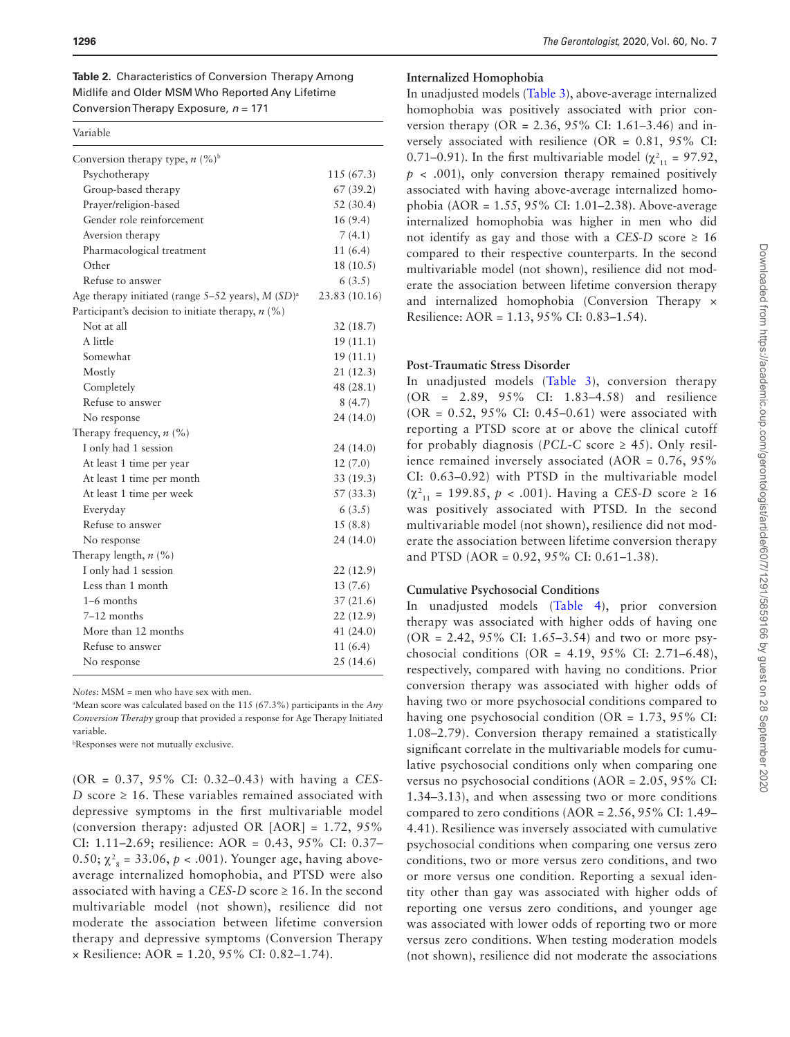**Table 2.** Characteristics of Conversion Therapy Among Midlife and Older MSM Who Reported Any Lifetime Conversion Therapy Exposure, $n = 171$

| Variable | |
|---|---|
| Conversion therapy type, *n* (%)[b] | |
| Psychotherapy | 115 (67.3) |
| Group-based therapy | 67 (39.2) |
| Prayer/religion-based | 52 (30.4) |
| Gender role reinforcement | 16 (9.4) |
| Aversion therapy | 7 (4.1) |
| Pharmacological treatment | 11 (6.4) |
| Other | 18 (10.5) |
| Refuse to answer | 6 (3.5) |
| Age therapy initiated (range 5–52 years), *M* (*SD*)[a] | 23.83 (10.16) |
| Participant's decision to initiate therapy, *n* (%) | |
| Not at all | 32 (18.7) |
| A little | 19 (11.1) |
| Somewhat | 19 (11.1) |
| Mostly | 21 (12.3) |
| Completely | 48 (28.1) |
| Refuse to answer | 8 (4.7) |
| No response | 24 (14.0) |
| Therapy frequency, *n* (%) | |
| I only had 1 session | 24 (14.0) |
| At least 1 time per year | 12 (7.0) |
| At least 1 time per month | 33 (19.3) |
| At least 1 time per week | 57 (33.3) |
| Everyday | 6 (3.5) |
| Refuse to answer | 15 (8.8) |
| No response | 24 (14.0) |
| Therapy length, *n* (%) | |
| I only had 1 session | 22 (12.9) |
| Less than 1 month | 13 (7.6) |
| 1–6 months | 37 (21.6) |
| 7–12 months | 22 (12.9) |
| More than 12 months | 41 (24.0) |
| Refuse to answer | 11 (6.4) |
| No response | 25 (14.6) |

*Notes:* MSM = men who have sex with men.
[a]Mean score was calculated based on the 115 (67.3%) participants in the *Any Conversion Therapy* group that provided a response for Age Therapy Initiated variable.
[b]Responses were not mutually exclusive.

(OR = 0.37, 95% CI: 0.32–0.43) with having a *CES-D* score ≥ 16. These variables remained associated with depressive symptoms in the first multivariable model (conversion therapy: adjusted OR [AOR] = 1.72, 95% CI: 1.11–2.69; resilience: AOR = 0.43, 95% CI: 0.37–0.50; $\chi^2_8 = 33.06$, $p < .001$). Younger age, having above-average internalized homophobia, and PTSD were also associated with having a *CES-D* score ≥ 16. In the second multivariable model (not shown), resilience did not moderate the association between lifetime conversion therapy and depressive symptoms (Conversion Therapy × Resilience: AOR = 1.20, 95% CI: 0.82–1.74).

### Internalized Homophobia

In unadjusted models (Table 3), above-average internalized homophobia was positively associated with prior conversion therapy (OR = 2.36, 95% CI: 1.61–3.46) and inversely associated with resilience (OR = 0.81, 95% CI: 0.71–0.91). In the first multivariable model ($\chi^2_{11} = 97.92$, $p < .001$), only conversion therapy remained positively associated with having above-average internalized homophobia (AOR = 1.55, 95% CI: 1.01–2.38). Above-average internalized homophobia was higher in men who did not identify as gay and those with a *CES-D* score ≥ 16 compared to their respective counterparts. In the second multivariable model (not shown), resilience did not moderate the association between lifetime conversion therapy and internalized homophobia (Conversion Therapy × Resilience: AOR = 1.13, 95% CI: 0.83–1.54).

### Post-Traumatic Stress Disorder

In unadjusted models (Table 3), conversion therapy (OR = 2.89, 95% CI: 1.83–4.58) and resilience (OR = 0.52, 95% CI: 0.45–0.61) were associated with reporting a PTSD score at or above the clinical cutoff for probably diagnosis (*PCL-C* score ≥ 45). Only resilience remained inversely associated (AOR = 0.76, 95% CI: 0.63–0.92) with PTSD in the multivariable model ($\chi^2_{11} = 199.85$, $p < .001$). Having a *CES-D* score ≥ 16 was positively associated with PTSD. In the second multivariable model (not shown), resilience did not moderate the association between lifetime conversion therapy and PTSD (AOR = 0.92, 95% CI: 0.61–1.38).

### Cumulative Psychosocial Conditions

In unadjusted models (Table 4), prior conversion therapy was associated with higher odds of having one (OR = 2.42, 95% CI: 1.65–3.54) and two or more psychosocial conditions (OR = 4.19, 95% CI: 2.71–6.48), respectively, compared with having no conditions. Prior conversion therapy was associated with higher odds of having two or more psychosocial conditions compared to having one psychosocial condition (OR = 1.73, 95% CI: 1.08–2.79). Conversion therapy remained a statistically significant correlate in the multivariable models for cumulative psychosocial conditions only when comparing one versus no psychosocial conditions (AOR = 2.05, 95% CI: 1.34–3.13), and when assessing two or more conditions compared to zero conditions (AOR = 2.56, 95% CI: 1.49–4.41). Resilience was inversely associated with cumulative psychosocial conditions when comparing one versus zero conditions, two or more versus zero conditions, and two or more versus one condition. Reporting a sexual identity other than gay was associated with higher odds of reporting one versus zero conditions, and younger age was associated with lower odds of reporting two or more versus zero conditions. When testing moderation models (not shown), resilience did not moderate the associations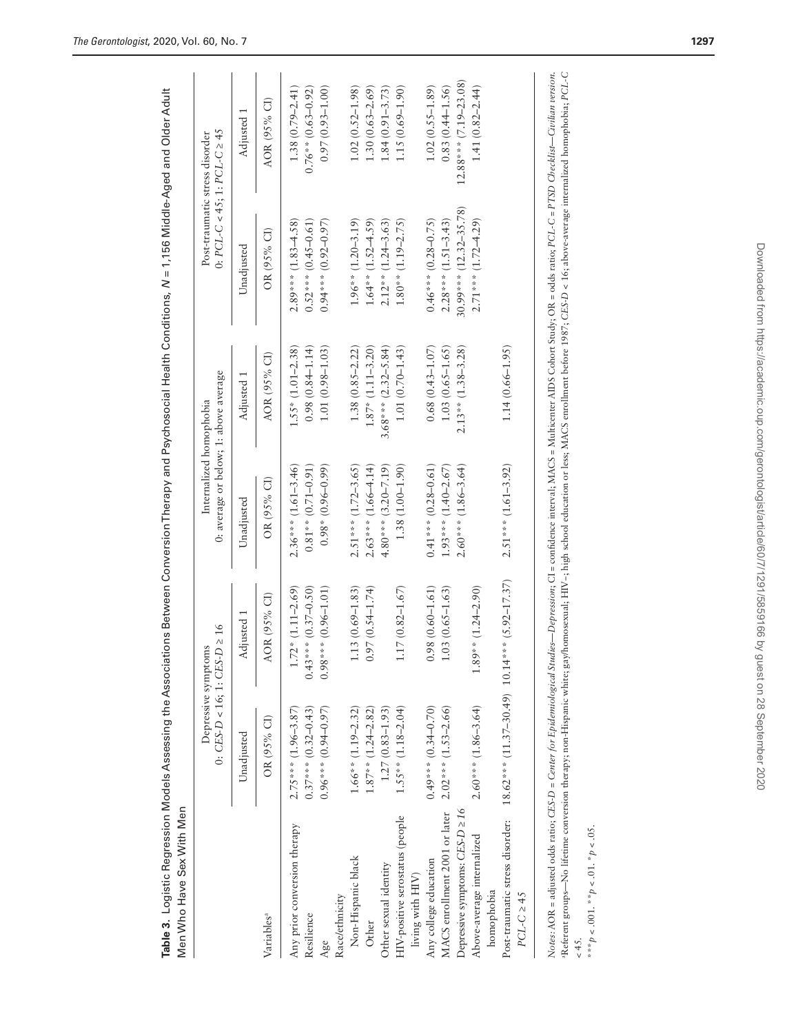**Table 3.** Logistic Regression Models Assessing the Associations Between Conversion Therapy and Psychosocial Health Conditions, $N$ = 1,156 Middle-Aged and Older Adult Men Who Have Sex With Men

| Variables[a] | Depressive symptoms 0: *CES-D* < 16; 1: *CES-D* ≥ 16 | | Internalized homophobia 0: average or below; 1: above average | | Post-traumatic stress disorder 0: *PCL-C* < 45; 1: *PCL-C* ≥ 45 | |
|---|---|---|---|---|---|---|
| | Unadjusted | Adjusted 1 | Unadjusted | Adjusted 1 | Unadjusted | Adjusted 1 |
| | OR (95% CI) | AOR (95% CI) | OR (95% CI) | AOR (95% CI) | OR (95% CI) | AOR (95% CI) |
| Any prior conversion therapy | 2.75*** (1.96–3.87) | 1.72* (1.11–2.69) | 2.36*** (1.61–3.46) | 1.55* (1.01–2.38) | 2.89*** (1.83–4.58) | 1.38 (0.79–2.41) |
| Resilience | 0.37*** (0.32–0.43) | 0.43*** (0.37–0.50) | 0.81** (0.71–0.91) | 0.98 (0.84–1.14) | 0.52*** (0.45–0.61) | 0.76** (0.63–0.92) |
| Age | 0.96*** (0.94–0.97) | 0.98*** (0.96–1.01) | 0.98* (0.96–0.99) | 1.01 (0.98–1.03) | 0.94*** (0.92–0.97) | 0.97 (0.93–1.00) |
| Race/ethnicity | | | | | | |
| Non-Hispanic black | 1.66** (1.19–2.32) | 1.13 (0.69–1.83) | 2.51*** (1.72–3.65) | 1.38 (0.85–2.22) | 1.96** (1.20–3.19) | 1.02 (0.52–1.98) |
| Other | 1.87** (1.24–2.82) | 0.97 (0.54–1.74) | 2.63*** (1.66–4.14) | 1.87* (1.11–3.20) | 1.64** (1.52–4.59) | 1.30 (0.63–2.69) |
| Other sexual identity | 1.27 (0.83–1.93) | | 4.80*** (3.20–7.19) | 3.68*** (2.32–5.84) | 2.12* (1.24–3.63) | 1.84 (0.91–3.73) |
| HIV-positive serostatus (people living with HIV) | 1.55** (1.18–2.04) | 1.17 (0.82–1.67) | 1.38 (1.00–1.90) | 1.01 (0.70–1.43) | 1.80** (1.19–2.75) | 1.15 (0.69–1.90) |
| Any college education | 0.49*** (0.34–0.70) | 0.98 (0.60–1.61) | 0.41*** (0.28–0.61) | 0.68 (0.43–1.07) | 0.46*** (0.28–0.75) | 1.02 (0.55–1.89) |
| MACS enrollment 2001 or later | 2.02*** (1.53–2.66) | 1.03 (0.65–1.63) | 1.93*** (1.40–2.67) | 1.03 (0.65–1.65) | 2.28*** (1.51–3.43) | 0.83 (0.44–1.56) |
| Depressive symptoms: *CES-D* ≥ 16 | | | 2.60*** (1.86–3.64) | 2.13** (1.38–3.28) | 30.99*** (12.32–35.78) | 12.88*** (7.19–23.08) |
| Above-average internalized homophobia | 2.60*** (1.86–3.64) | 1.89** (1.24–2.90) | | | 2.71*** (1.72–4.29) | 1.41 (0.82–2.44) |
| Post-traumatic stress disorder: *PCL-C* ≥ 45 | 18.62*** (11.37–30.49) | 10.14*** (5.92–17.37) | 2.51*** (1.61–3.92) | 1.14 (0.66–1.95) | | |

*Notes*: AOR = adjusted odds ratio; *CES-D* = *Center for Epidemiological Studies—Depression*; CI = confidence interval; MACS = Multicenter AIDS Cohort Study; OR = odds ratio; *PCL-C* = *PTSD Checklist—Civilian version*.

[a]Referent groups—No lifetime conversion therapy; non-Hispanic white; gay/homosexual; HIV−; high school education or less; MACS enrollment before 1987; *CES-D* < 16; above-average internalized homophobia; *PCL-C* < 45.

***$p$ < .001. **$p$ < .01. *$p$ < .05.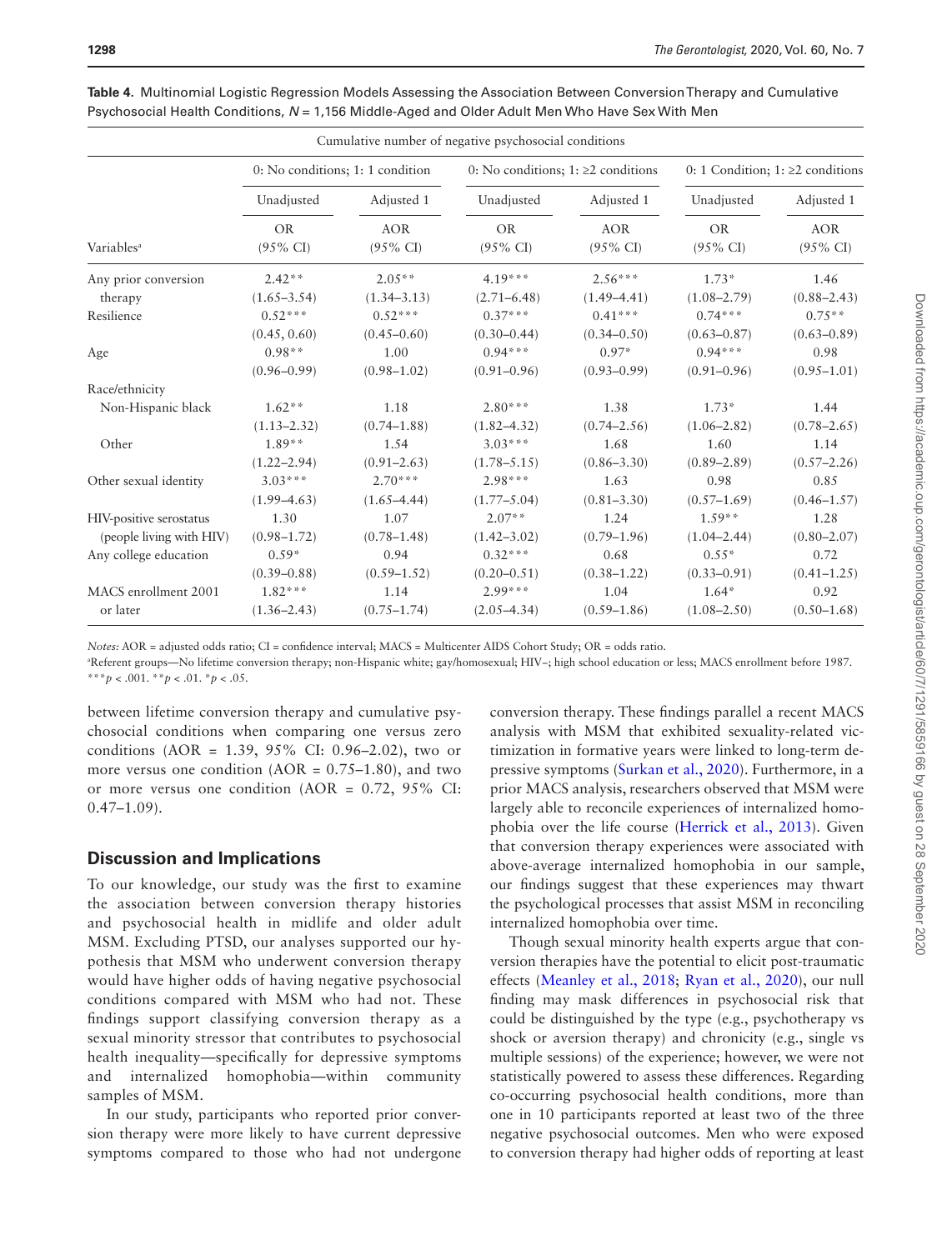**Table 4.** Multinomial Logistic Regression Models Assessing the Association Between Conversion Therapy and Cumulative Psychosocial Health Conditions, *N* = 1,156 Middle-Aged and Older Adult Men Who Have Sex With Men

| | Cumulative number of negative psychosocial conditions | | | | | |
|---|---|---|---|---|---|---|
| | 0: No conditions; 1: 1 condition | | 0: No conditions; 1: ≥2 conditions | | 0: 1 Condition; 1: ≥2 conditions | |
| | Unadjusted | Adjusted 1 | Unadjusted | Adjusted 1 | Unadjusted | Adjusted 1 |
| Variables[a] | OR (95% CI) | AOR (95% CI) | OR (95% CI) | AOR (95% CI) | OR (95% CI) | AOR (95% CI) |
| Any prior conversion therapy | 2.42** (1.65–3.54) | 2.05** (1.34–3.13) | 4.19*** (2.71–6.48) | 2.56*** (1.49–4.41) | 1.73* (1.08–2.79) | 1.46 (0.88–2.43) |
| Resilience | 0.52*** (0.45, 0.60) | 0.52*** (0.45–0.60) | 0.37*** (0.30–0.44) | 0.41*** (0.34–0.50) | 0.74*** (0.63–0.87) | 0.75** (0.63–0.89) |
| Age | 0.98** (0.96–0.99) | 1.00 (0.98–1.02) | 0.94*** (0.91–0.96) | 0.97* (0.93–0.99) | 0.94*** (0.91–0.96) | 0.98 (0.95–1.01) |
| Race/ethnicity | | | | | | |
| Non-Hispanic black | 1.62** (1.13–2.32) | 1.18 (0.74–1.88) | 2.80*** (1.82–4.32) | 1.38 (0.74–2.56) | 1.73* (1.06–2.82) | 1.44 (0.78–2.65) |
| Other | 1.89** (1.22–2.94) | 1.54 (0.91–2.63) | 3.03*** (1.78–5.15) | 1.68 (0.86–3.30) | 1.60 (0.89–2.89) | 1.14 (0.57–2.26) |
| Other sexual identity | 3.03*** (1.99–4.63) | 2.70*** (1.65–4.44) | 2.98*** (1.77–5.04) | 1.63 (0.81–3.30) | 0.98 (0.57–1.69) | 0.85 (0.46–1.57) |
| HIV-positive serostatus (people living with HIV) | 1.30 (0.98–1.72) | 1.07 (0.78–1.48) | 2.07** (1.42–3.02) | 1.24 (0.79–1.96) | 1.59** (1.04–2.44) | 1.28 (0.80–2.07) |
| Any college education | 0.59* (0.39–0.88) | 0.94 (0.59–1.52) | 0.32*** (0.20–0.51) | 0.68 (0.38–1.22) | 0.55* (0.33–0.91) | 0.72 (0.41–1.25) |
| MACS enrollment 2001 or later | 1.82*** (1.36–2.43) | 1.14 (0.75–1.74) | 2.99*** (2.05–4.34) | 1.04 (0.59–1.86) | 1.64* (1.08–2.50) | 0.92 (0.50–1.68) |

*Notes:* AOR = adjusted odds ratio; CI = confidence interval; MACS = Multicenter AIDS Cohort Study; OR = odds ratio.
[a]Referent groups—No lifetime conversion therapy; non-Hispanic white; gay/homosexual; HIV−; high school education or less; MACS enrollment before 1987.
***$p < .001$. **$p < .01$. *$p < .05$.

between lifetime conversion therapy and cumulative psychosocial conditions when comparing one versus zero conditions (AOR = 1.39, 95% CI: 0.96–2.02), two or more versus one condition (AOR = 0.75–1.80), and two or more versus one condition (AOR = 0.72, 95% CI: 0.47–1.09).

## Discussion and Implications

To our knowledge, our study was the first to examine the association between conversion therapy histories and psychosocial health in midlife and older adult MSM. Excluding PTSD, our analyses supported our hypothesis that MSM who underwent conversion therapy would have higher odds of having negative psychosocial conditions compared with MSM who had not. These findings support classifying conversion therapy as a sexual minority stressor that contributes to psychosocial health inequality—specifically for depressive symptoms and internalized homophobia—within community samples of MSM.

In our study, participants who reported prior conversion therapy were more likely to have current depressive symptoms compared to those who had not undergone conversion therapy. These findings parallel a recent MACS analysis with MSM that exhibited sexuality-related victimization in formative years were linked to long-term depressive symptoms (Surkan et al., 2020). Furthermore, in a prior MACS analysis, researchers observed that MSM were largely able to reconcile experiences of internalized homophobia over the life course (Herrick et al., 2013). Given that conversion therapy experiences were associated with above-average internalized homophobia in our sample, our findings suggest that these experiences may thwart the psychological processes that assist MSM in reconciling internalized homophobia over time.

Though sexual minority health experts argue that conversion therapies have the potential to elicit post-traumatic effects (Meanley et al., 2018; Ryan et al., 2020), our null finding may mask differences in psychosocial risk that could be distinguished by the type (e.g., psychotherapy vs shock or aversion therapy) and chronicity (e.g., single vs multiple sessions) of the experience; however, we were not statistically powered to assess these differences. Regarding co-occurring psychosocial health conditions, more than one in 10 participants reported at least two of the three negative psychosocial outcomes. Men who were exposed to conversion therapy had higher odds of reporting at least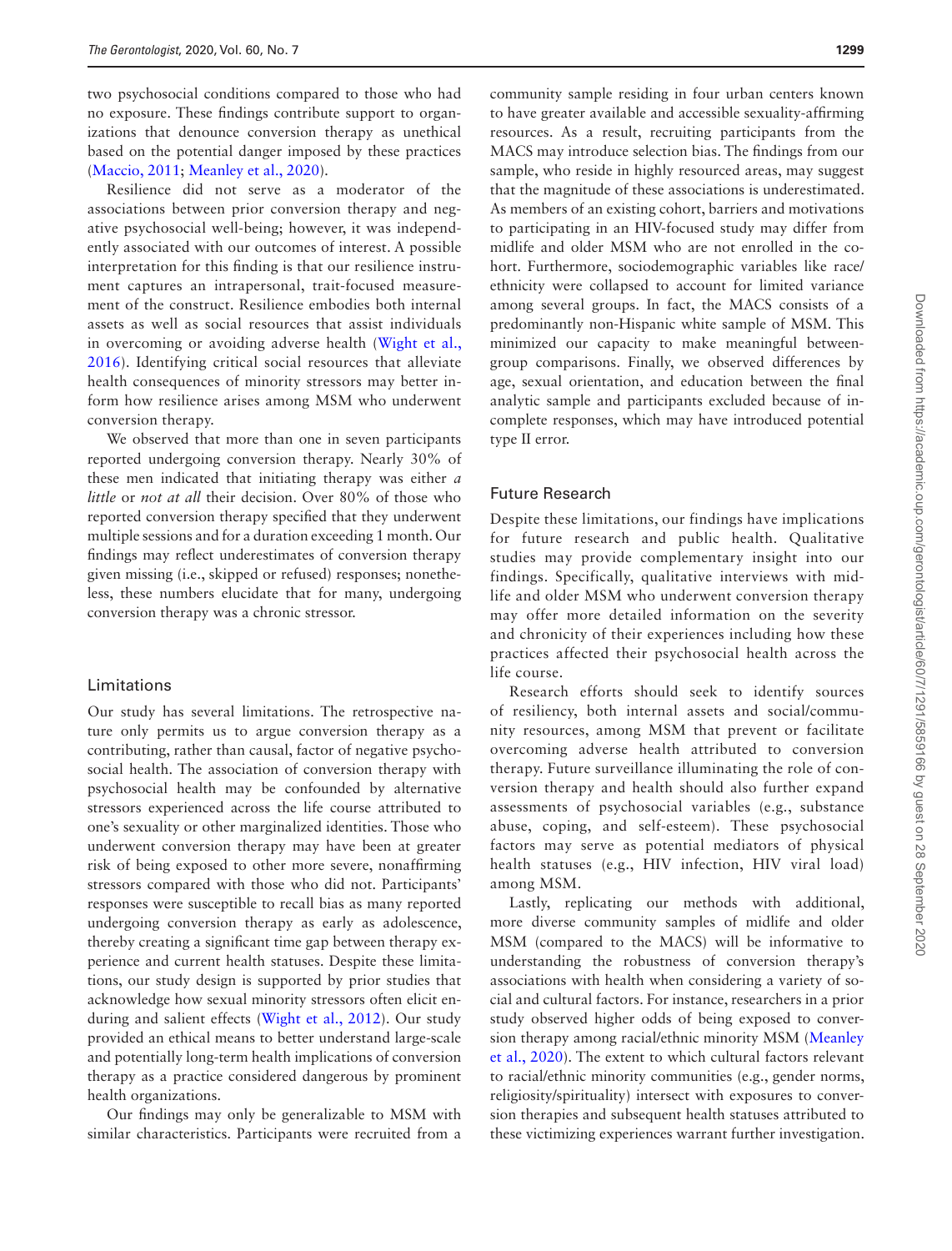two psychosocial conditions compared to those who had no exposure. These findings contribute support to organizations that denounce conversion therapy as unethical based on the potential danger imposed by these practices (Maccio, 2011; Meanley et al., 2020).

Resilience did not serve as a moderator of the associations between prior conversion therapy and negative psychosocial well-being; however, it was independently associated with our outcomes of interest. A possible interpretation for this finding is that our resilience instrument captures an intrapersonal, trait-focused measurement of the construct. Resilience embodies both internal assets as well as social resources that assist individuals in overcoming or avoiding adverse health (Wight et al., 2016). Identifying critical social resources that alleviate health consequences of minority stressors may better inform how resilience arises among MSM who underwent conversion therapy.

We observed that more than one in seven participants reported undergoing conversion therapy. Nearly 30% of these men indicated that initiating therapy was either *a little* or *not at all* their decision. Over 80% of those who reported conversion therapy specified that they underwent multiple sessions and for a duration exceeding 1 month. Our findings may reflect underestimates of conversion therapy given missing (i.e., skipped or refused) responses; nonetheless, these numbers elucidate that for many, undergoing conversion therapy was a chronic stressor.

## Limitations

Our study has several limitations. The retrospective nature only permits us to argue conversion therapy as a contributing, rather than causal, factor of negative psychosocial health. The association of conversion therapy with psychosocial health may be confounded by alternative stressors experienced across the life course attributed to one's sexuality or other marginalized identities. Those who underwent conversion therapy may have been at greater risk of being exposed to other more severe, nonaffirming stressors compared with those who did not. Participants' responses were susceptible to recall bias as many reported undergoing conversion therapy as early as adolescence, thereby creating a significant time gap between therapy experience and current health statuses. Despite these limitations, our study design is supported by prior studies that acknowledge how sexual minority stressors often elicit enduring and salient effects (Wight et al., 2012). Our study provided an ethical means to better understand large-scale and potentially long-term health implications of conversion therapy as a practice considered dangerous by prominent health organizations.

Our findings may only be generalizable to MSM with similar characteristics. Participants were recruited from a community sample residing in four urban centers known to have greater available and accessible sexuality-affirming resources. As a result, recruiting participants from the MACS may introduce selection bias. The findings from our sample, who reside in highly resourced areas, may suggest that the magnitude of these associations is underestimated. As members of an existing cohort, barriers and motivations to participating in an HIV-focused study may differ from midlife and older MSM who are not enrolled in the cohort. Furthermore, sociodemographic variables like race/ethnicity were collapsed to account for limited variance among several groups. In fact, the MACS consists of a predominantly non-Hispanic white sample of MSM. This minimized our capacity to make meaningful between-group comparisons. Finally, we observed differences by age, sexual orientation, and education between the final analytic sample and participants excluded because of incomplete responses, which may have introduced potential type II error.

## Future Research

Despite these limitations, our findings have implications for future research and public health. Qualitative studies may provide complementary insight into our findings. Specifically, qualitative interviews with midlife and older MSM who underwent conversion therapy may offer more detailed information on the severity and chronicity of their experiences including how these practices affected their psychosocial health across the life course.

Research efforts should seek to identify sources of resiliency, both internal assets and social/community resources, among MSM that prevent or facilitate overcoming adverse health attributed to conversion therapy. Future surveillance illuminating the role of conversion therapy and health should also further expand assessments of psychosocial variables (e.g., substance abuse, coping, and self-esteem). These psychosocial factors may serve as potential mediators of physical health statuses (e.g., HIV infection, HIV viral load) among MSM.

Lastly, replicating our methods with additional, more diverse community samples of midlife and older MSM (compared to the MACS) will be informative to understanding the robustness of conversion therapy's associations with health when considering a variety of social and cultural factors. For instance, researchers in a prior study observed higher odds of being exposed to conversion therapy among racial/ethnic minority MSM (Meanley et al., 2020). The extent to which cultural factors relevant to racial/ethnic minority communities (e.g., gender norms, religiosity/spirituality) intersect with exposures to conversion therapies and subsequent health statuses attributed to these victimizing experiences warrant further investigation.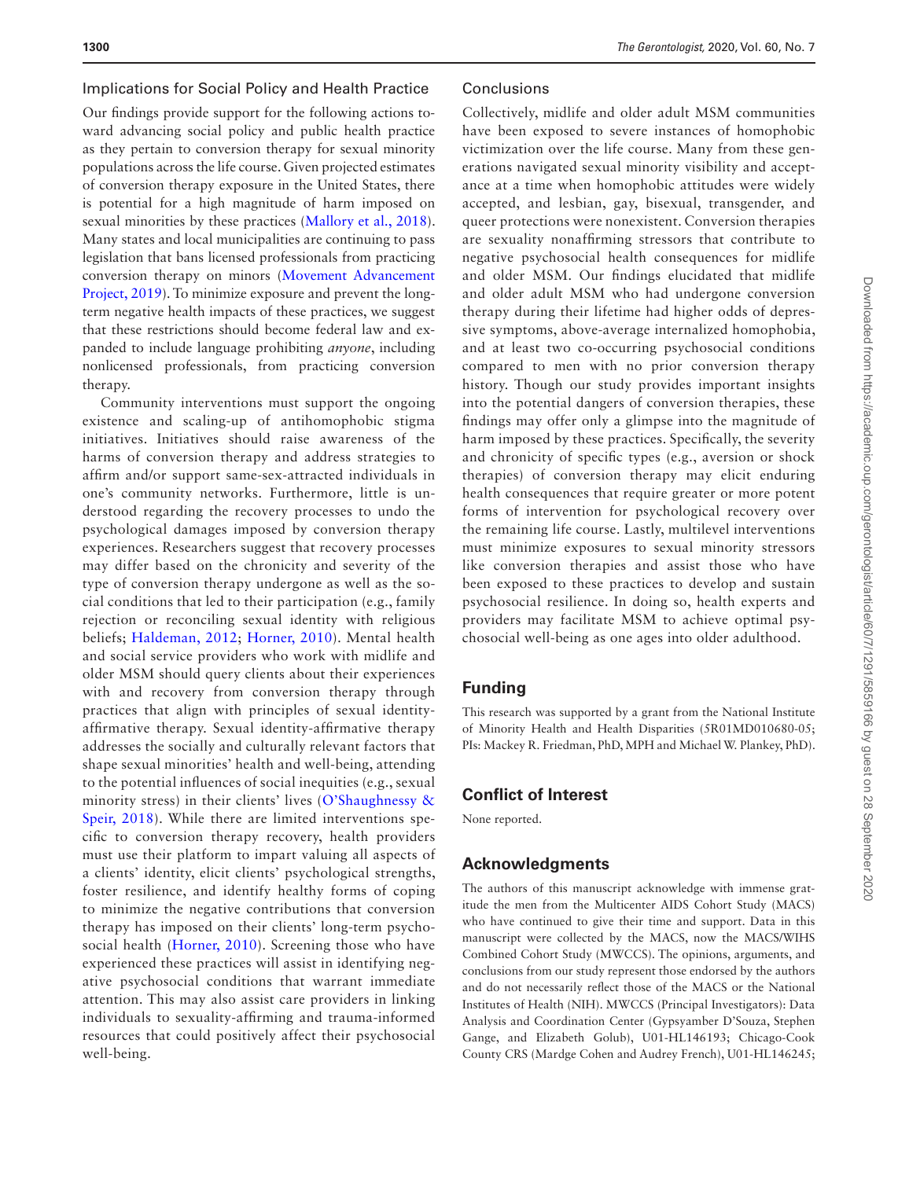### Implications for Social Policy and Health Practice

Our findings provide support for the following actions toward advancing social policy and public health practice as they pertain to conversion therapy for sexual minority populations across the life course. Given projected estimates of conversion therapy exposure in the United States, there is potential for a high magnitude of harm imposed on sexual minorities by these practices (Mallory et al., 2018). Many states and local municipalities are continuing to pass legislation that bans licensed professionals from practicing conversion therapy on minors (Movement Advancement Project, 2019). To minimize exposure and prevent the long-term negative health impacts of these practices, we suggest that these restrictions should become federal law and expanded to include language prohibiting *anyone*, including nonlicensed professionals, from practicing conversion therapy.

Community interventions must support the ongoing existence and scaling-up of antihomophobic stigma initiatives. Initiatives should raise awareness of the harms of conversion therapy and address strategies to affirm and/or support same-sex-attracted individuals in one's community networks. Furthermore, little is understood regarding the recovery processes to undo the psychological damages imposed by conversion therapy experiences. Researchers suggest that recovery processes may differ based on the chronicity and severity of the type of conversion therapy undergone as well as the social conditions that led to their participation (e.g., family rejection or reconciling sexual identity with religious beliefs; Haldeman, 2012; Horner, 2010). Mental health and social service providers who work with midlife and older MSM should query clients about their experiences with and recovery from conversion therapy through practices that align with principles of sexual identity-affirmative therapy. Sexual identity-affirmative therapy addresses the socially and culturally relevant factors that shape sexual minorities' health and well-being, attending to the potential influences of social inequities (e.g., sexual minority stress) in their clients' lives (O'Shaughnessy & Speir, 2018). While there are limited interventions specific to conversion therapy recovery, health providers must use their platform to impart valuing all aspects of a clients' identity, elicit clients' psychological strengths, foster resilience, and identify healthy forms of coping to minimize the negative contributions that conversion therapy has imposed on their clients' long-term psychosocial health (Horner, 2010). Screening those who have experienced these practices will assist in identifying negative psychosocial conditions that warrant immediate attention. This may also assist care providers in linking individuals to sexuality-affirming and trauma-informed resources that could positively affect their psychosocial well-being.

### Conclusions

Collectively, midlife and older adult MSM communities have been exposed to severe instances of homophobic victimization over the life course. Many from these generations navigated sexual minority visibility and acceptance at a time when homophobic attitudes were widely accepted, and lesbian, gay, bisexual, transgender, and queer protections were nonexistent. Conversion therapies are sexuality nonaffirming stressors that contribute to negative psychosocial health consequences for midlife and older MSM. Our findings elucidated that midlife and older adult MSM who had undergone conversion therapy during their lifetime had higher odds of depressive symptoms, above-average internalized homophobia, and at least two co-occurring psychosocial conditions compared to men with no prior conversion therapy history. Though our study provides important insights into the potential dangers of conversion therapies, these findings may offer only a glimpse into the magnitude of harm imposed by these practices. Specifically, the severity and chronicity of specific types (e.g., aversion or shock therapies) of conversion therapy may elicit enduring health consequences that require greater or more potent forms of intervention for psychological recovery over the remaining life course. Lastly, multilevel interventions must minimize exposures to sexual minority stressors like conversion therapies and assist those who have been exposed to these practices to develop and sustain psychosocial resilience. In doing so, health experts and providers may facilitate MSM to achieve optimal psychosocial well-being as one ages into older adulthood.

## Funding

This research was supported by a grant from the National Institute of Minority Health and Health Disparities (5R01MD010680-05; PIs: Mackey R. Friedman, PhD, MPH and Michael W. Plankey, PhD).

## Conflict of Interest

None reported.

## Acknowledgments

The authors of this manuscript acknowledge with immense gratitude the men from the Multicenter AIDS Cohort Study (MACS) who have continued to give their time and support. Data in this manuscript were collected by the MACS, now the MACS/WIHS Combined Cohort Study (MWCCS). The opinions, arguments, and conclusions from our study represent those endorsed by the authors and do not necessarily reflect those of the MACS or the National Institutes of Health (NIH). MWCCS (Principal Investigators): Data Analysis and Coordination Center (Gypsyamber D'Souza, Stephen Gange, and Elizabeth Golub), U01-HL146193; Chicago-Cook County CRS (Mardge Cohen and Audrey French), U01-HL146245;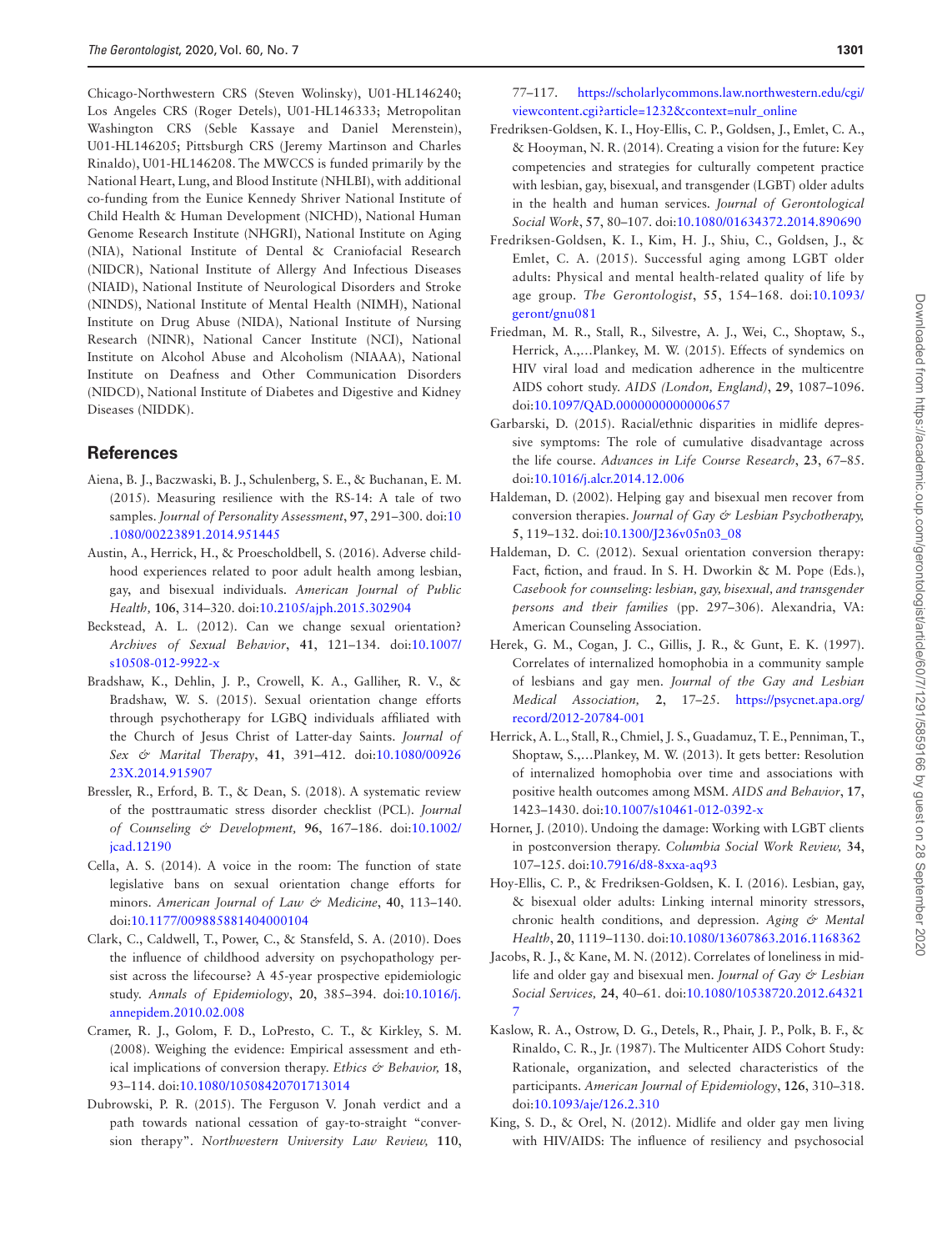Chicago-Northwestern CRS (Steven Wolinsky), U01-HL146240; Los Angeles CRS (Roger Detels), U01-HL146333; Metropolitan Washington CRS (Seble Kassaye and Daniel Merenstein), U01-HL146205; Pittsburgh CRS (Jeremy Martinson and Charles Rinaldo), U01-HL146208. The MWCCS is funded primarily by the National Heart, Lung, and Blood Institute (NHLBI), with additional co-funding from the Eunice Kennedy Shriver National Institute of Child Health & Human Development (NICHD), National Human Genome Research Institute (NHGRI), National Institute on Aging (NIA), National Institute of Dental & Craniofacial Research (NIDCR), National Institute of Allergy And Infectious Diseases (NIAID), National Institute of Neurological Disorders and Stroke (NINDS), National Institute of Mental Health (NIMH), National Institute on Drug Abuse (NIDA), National Institute of Nursing Research (NINR), National Cancer Institute (NCI), National Institute on Alcohol Abuse and Alcoholism (NIAAA), National Institute on Deafness and Other Communication Disorders (NIDCD), National Institute of Diabetes and Digestive and Kidney Diseases (NIDDK).

## References

Aiena, B. J., Baczwaski, B. J., Schulenberg, S. E., & Buchanan, E. M. (2015). Measuring resilience with the RS-14: A tale of two samples. *Journal of Personality Assessment*, **97**, 291–300. doi:10.1080/00223891.2014.951445

Austin, A., Herrick, H., & Proescholdbell, S. (2016). Adverse childhood experiences related to poor adult health among lesbian, gay, and bisexual individuals. *American Journal of Public Health,* **106**, 314–320. doi:10.2105/ajph.2015.302904

Beckstead, A. L. (2012). Can we change sexual orientation? *Archives of Sexual Behavior*, **41**, 121–134. doi:10.1007/s10508-012-9922-x

Bradshaw, K., Dehlin, J. P., Crowell, K. A., Galliher, R. V., & Bradshaw, W. S. (2015). Sexual orientation change efforts through psychotherapy for LGBQ individuals affiliated with the Church of Jesus Christ of Latter-day Saints. *Journal of Sex & Marital Therapy*, **41**, 391–412. doi:10.1080/0092623X.2014.915907

Bressler, R., Erford, B. T., & Dean, S. (2018). A systematic review of the posttraumatic stress disorder checklist (PCL). *Journal of Counseling & Development,* **96**, 167–186. doi:10.1002/jcad.12190

Cella, A. S. (2014). A voice in the room: The function of state legislative bans on sexual orientation change efforts for minors. *American Journal of Law & Medicine*, **40**, 113–140. doi:10.1177/009885881404000104

Clark, C., Caldwell, T., Power, C., & Stansfeld, S. A. (2010). Does the influence of childhood adversity on psychopathology persist across the lifecourse? A 45-year prospective epidemiologic study. *Annals of Epidemiology*, **20**, 385–394. doi:10.1016/j.annepidem.2010.02.008

Cramer, R. J., Golom, F. D., LoPresto, C. T., & Kirkley, S. M. (2008). Weighing the evidence: Empirical assessment and ethical implications of conversion therapy. *Ethics & Behavior,* **18**, 93–114. doi:10.1080/10508420701713014

Dubrowski, P. R. (2015). The Ferguson V. Jonah verdict and a path towards national cessation of gay-to-straight "conversion therapy". *Northwestern University Law Review,* **110**, 77–117. https://scholarlycommons.law.northwestern.edu/cgi/viewcontent.cgi?article=1232&context=nulr_online

Fredriksen-Goldsen, K. I., Hoy-Ellis, C. P., Goldsen, J., Emlet, C. A., & Hooyman, N. R. (2014). Creating a vision for the future: Key competencies and strategies for culturally competent practice with lesbian, gay, bisexual, and transgender (LGBT) older adults in the health and human services. *Journal of Gerontological Social Work*, **57**, 80–107. doi:10.1080/01634372.2014.890690

Fredriksen-Goldsen, K. I., Kim, H. J., Shiu, C., Goldsen, J., & Emlet, C. A. (2015). Successful aging among LGBT older adults: Physical and mental health-related quality of life by age group. *The Gerontologist*, **55**, 154–168. doi:10.1093/geront/gnu081

Friedman, M. R., Stall, R., Silvestre, A. J., Wei, C., Shoptaw, S., Herrick, A.,…Plankey, M. W. (2015). Effects of syndemics on HIV viral load and medication adherence in the multicentre AIDS cohort study. *AIDS (London, England)*, **29**, 1087–1096. doi:10.1097/QAD.0000000000000657

Garbarski, D. (2015). Racial/ethnic disparities in midlife depressive symptoms: The role of cumulative disadvantage across the life course. *Advances in Life Course Research*, **23**, 67–85. doi:10.1016/j.alcr.2014.12.006

Haldeman, D. (2002). Helping gay and bisexual men recover from conversion therapies. *Journal of Gay & Lesbian Psychotherapy,* **5**, 119–132. doi:10.1300/J236v05n03_08

Haldeman, D. C. (2012). Sexual orientation conversion therapy: Fact, fiction, and fraud. In S. H. Dworkin & M. Pope (Eds.), *Casebook for counseling: lesbian, gay, bisexual, and transgender persons and their families* (pp. 297–306). Alexandria, VA: American Counseling Association.

Herek, G. M., Cogan, J. C., Gillis, J. R., & Gunt, E. K. (1997). Correlates of internalized homophobia in a community sample of lesbians and gay men. *Journal of the Gay and Lesbian Medical Association,* **2**, 17–25. https://psycnet.apa.org/record/2012-20784-001

Herrick, A. L., Stall, R., Chmiel, J. S., Guadamuz, T. E., Penniman, T., Shoptaw, S.,…Plankey, M. W. (2013). It gets better: Resolution of internalized homophobia over time and associations with positive health outcomes among MSM. *AIDS and Behavior*, **17**, 1423–1430. doi:10.1007/s10461-012-0392-x

Horner, J. (2010). Undoing the damage: Working with LGBT clients in postconversion therapy. *Columbia Social Work Review,* **34**, 107–125. doi:10.7916/d8-8xxa-aq93

Hoy-Ellis, C. P., & Fredriksen-Goldsen, K. I. (2016). Lesbian, gay, & bisexual older adults: Linking internal minority stressors, chronic health conditions, and depression. *Aging & Mental Health*, **20**, 1119–1130. doi:10.1080/13607863.2016.1168362

Jacobs, R. J., & Kane, M. N. (2012). Correlates of loneliness in midlife and older gay and bisexual men. *Journal of Gay & Lesbian Social Services,* **24**, 40–61. doi:10.1080/10538720.2012.643217

Kaslow, R. A., Ostrow, D. G., Detels, R., Phair, J. P., Polk, B. F., & Rinaldo, C. R., Jr. (1987). The Multicenter AIDS Cohort Study: Rationale, organization, and selected characteristics of the participants. *American Journal of Epidemiology*, **126**, 310–318. doi:10.1093/aje/126.2.310

King, S. D., & Orel, N. (2012). Midlife and older gay men living with HIV/AIDS: The influence of resiliency and psychosocial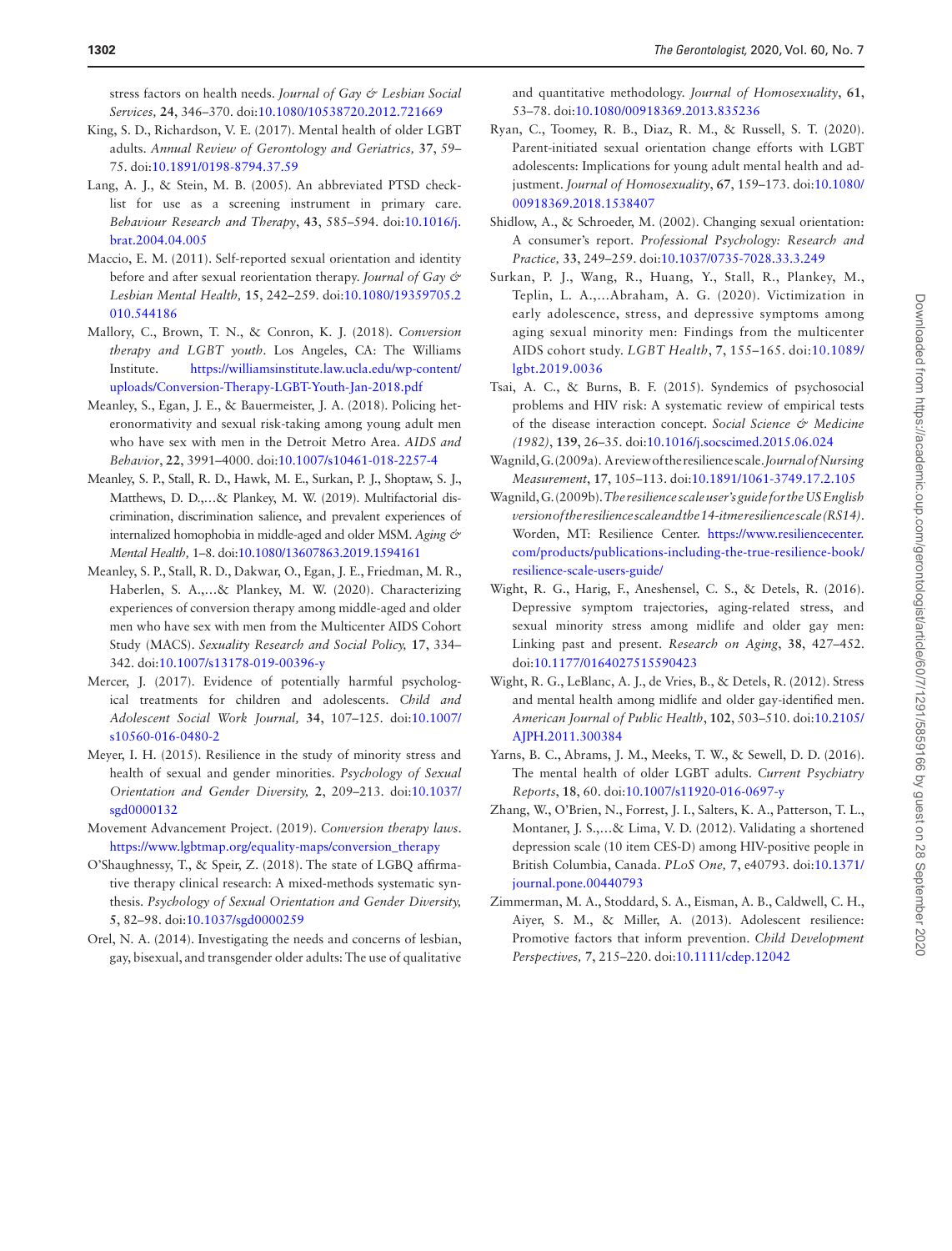stress factors on health needs. *Journal of Gay & Lesbian Social Services,* **24**, 346–370. doi:10.1080/10538720.2012.721669

King, S. D., Richardson, V. E. (2017). Mental health of older LGBT adults. *Annual Review of Gerontology and Geriatrics,* **37**, 59–75. doi:10.1891/0198-8794.37.59

Lang, A. J., & Stein, M. B. (2005). An abbreviated PTSD checklist for use as a screening instrument in primary care. *Behaviour Research and Therapy*, **43**, 585–594. doi:10.1016/j.brat.2004.04.005

Maccio, E. M. (2011). Self-reported sexual orientation and identity before and after sexual reorientation therapy. *Journal of Gay & Lesbian Mental Health,* **15**, 242–259. doi:10.1080/19359705.2010.544186

Mallory, C., Brown, T. N., & Conron, K. J. (2018). *Conversion therapy and LGBT youth*. Los Angeles, CA: The Williams Institute. https://williamsinstitute.law.ucla.edu/wp-content/uploads/Conversion-Therapy-LGBT-Youth-Jan-2018.pdf

Meanley, S., Egan, J. E., & Bauermeister, J. A. (2018). Policing heteronormativity and sexual risk-taking among young adult men who have sex with men in the Detroit Metro Area. *AIDS and Behavior*, **22**, 3991–4000. doi:10.1007/s10461-018-2257-4

Meanley, S. P., Stall, R. D., Hawk, M. E., Surkan, P. J., Shoptaw, S. J., Matthews, D. D.,…& Plankey, M. W. (2019). Multifactorial discrimination, discrimination salience, and prevalent experiences of internalized homophobia in middle-aged and older MSM. *Aging & Mental Health,* 1–8. doi:10.1080/13607863.2019.1594161

Meanley, S. P., Stall, R. D., Dakwar, O., Egan, J. E., Friedman, M. R., Haberlen, S. A.,…& Plankey, M. W. (2020). Characterizing experiences of conversion therapy among middle-aged and older men who have sex with men from the Multicenter AIDS Cohort Study (MACS). *Sexuality Research and Social Policy,* **17**, 334–342. doi:10.1007/s13178-019-00396-y

Mercer, J. (2017). Evidence of potentially harmful psychological treatments for children and adolescents. *Child and Adolescent Social Work Journal,* **34**, 107–125. doi:10.1007/s10560-016-0480-2

Meyer, I. H. (2015). Resilience in the study of minority stress and health of sexual and gender minorities. *Psychology of Sexual Orientation and Gender Diversity,* **2**, 209–213. doi:10.1037/sgd0000132

Movement Advancement Project. (2019). *Conversion therapy laws*. https://www.lgbtmap.org/equality-maps/conversion_therapy

O'Shaughnessy, T., & Speir, Z. (2018). The state of LGBQ affirmative therapy clinical research: A mixed-methods systematic synthesis. *Psychology of Sexual Orientation and Gender Diversity,* **5**, 82–98. doi:10.1037/sgd0000259

Orel, N. A. (2014). Investigating the needs and concerns of lesbian, gay, bisexual, and transgender older adults: The use of qualitative and quantitative methodology. *Journal of Homosexuality*, **61**, 53–78. doi:10.1080/00918369.2013.835236

Ryan, C., Toomey, R. B., Diaz, R. M., & Russell, S. T. (2020). Parent-initiated sexual orientation change efforts with LGBT adolescents: Implications for young adult mental health and adjustment. *Journal of Homosexuality*, **67**, 159–173. doi:10.1080/00918369.2018.1538407

Shidlow, A., & Schroeder, M. (2002). Changing sexual orientation: A consumer's report. *Professional Psychology: Research and Practice,* **33**, 249–259. doi:10.1037/0735-7028.33.3.249

Surkan, P. J., Wang, R., Huang, Y., Stall, R., Plankey, M., Teplin, L. A.,…Abraham, A. G. (2020). Victimization in early adolescence, stress, and depressive symptoms among aging sexual minority men: Findings from the multicenter AIDS cohort study. *LGBT Health*, **7**, 155–165. doi:10.1089/lgbt.2019.0036

Tsai, A. C., & Burns, B. F. (2015). Syndemics of psychosocial problems and HIV risk: A systematic review of empirical tests of the disease interaction concept. *Social Science & Medicine (1982)*, **139**, 26–35. doi:10.1016/j.socscimed.2015.06.024

Wagnild, G. (2009a). A review of the resilience scale. *Journal of Nursing Measurement*, **17**, 105–113. doi:10.1891/1061-3749.17.2.105

Wagnild, G. (2009b). *The resilience scale user's guide for the US English version of the resilience scale and the 14-itme resilience scale (RS14)*. Worden, MT: Resilience Center. https://www.resiliencecenter.com/products/publications-including-the-true-resilience-book/resilience-scale-users-guide/

Wight, R. G., Harig, F., Aneshensel, C. S., & Detels, R. (2016). Depressive symptom trajectories, aging-related stress, and sexual minority stress among midlife and older gay men: Linking past and present. *Research on Aging*, **38**, 427–452. doi:10.1177/0164027515590423

Wight, R. G., LeBlanc, A. J., de Vries, B., & Detels, R. (2012). Stress and mental health among midlife and older gay-identified men. *American Journal of Public Health*, **102**, 503–510. doi:10.2105/AJPH.2011.300384

Yarns, B. C., Abrams, J. M., Meeks, T. W., & Sewell, D. D. (2016). The mental health of older LGBT adults. *Current Psychiatry Reports*, **18**, 60. doi:10.1007/s11920-016-0697-y

Zhang, W., O'Brien, N., Forrest, J. I., Salters, K. A., Patterson, T. L., Montaner, J. S.,…& Lima, V. D. (2012). Validating a shortened depression scale (10 item CES-D) among HIV-positive people in British Columbia, Canada. *PLoS One,* **7**, e40793. doi:10.1371/journal.pone.00440793

Zimmerman, M. A., Stoddard, S. A., Eisman, A. B., Caldwell, C. H., Aiyer, S. M., & Miller, A. (2013). Adolescent resilience: Promotive factors that inform prevention. *Child Development Perspectives,* **7**, 215–220. doi:10.1111/cdep.12042